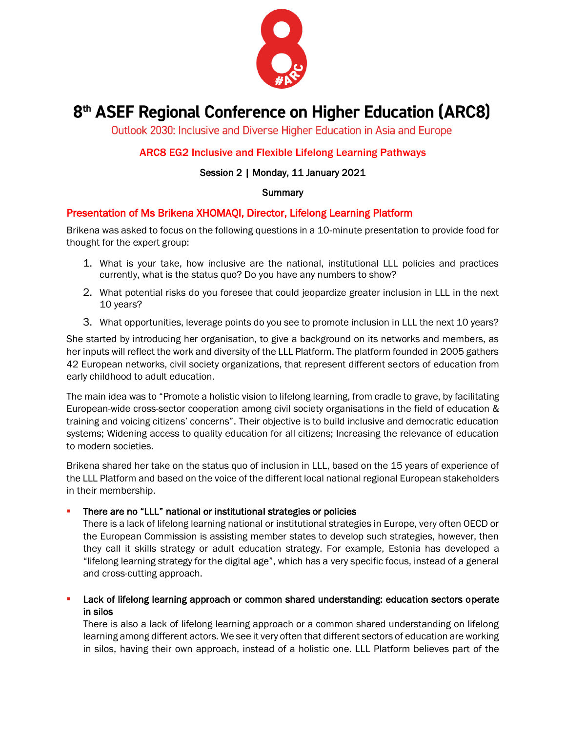# 8th ASEF Regional Conference on Higher Education (ARC8)

Outlook 2030: Inclusive and Diverse Higher Education in Asia and Europe

## ARC8 EG2 Inclusive and Flexible Lifelong Learning Pathways

Session 2 | Monday, 11 January 2021

Summary

### Presentation of Ms Brikena XHOMAQI, Director, Lifelong Learning Platform

Brikena was asked to focus on the following questions in a 10-minute presentation to provide food for thought for the expert group:

1. What is your take, how inclusive are the national, institutional LLL policies and practices currently, what is the status quo? Do you have any numbers to show?
2. What potential risks do you foresee that could jeopardize greater inclusion in LLL in the next 10 years?
3. What opportunities, leverage points do you see to promote inclusion in LLL the next 10 years?

She started by introducing her organisation, to give a background on its networks and members, as her inputs will reflect the work and diversity of the LLL Platform. The platform founded in 2005 gathers 42 European networks, civil society organizations, that represent different sectors of education from early childhood to adult education.

The main idea was to "Promote a holistic vision to lifelong learning, from cradle to grave, by facilitating European-wide cross-sector cooperation among civil society organisations in the field of education & training and voicing citizens' concerns". Their objective is to build inclusive and democratic education systems; Widening access to quality education for all citizens; Increasing the relevance of education to modern societies.

Brikena shared her take on the status quo of inclusion in LLL, based on the 15 years of experience of the LLL Platform and based on the voice of the different local national regional European stakeholders in their membership.

- **There are no "LLL" national or institutional strategies or policies**
  There is a lack of lifelong learning national or institutional strategies in Europe, very often OECD or the European Commission is assisting member states to develop such strategies, however, then they call it skills strategy or adult education strategy. For example, Estonia has developed a "lifelong learning strategy for the digital age", which has a very specific focus, instead of a general and cross-cutting approach.

- **Lack of lifelong learning approach or common shared understanding: education sectors operate in silos**
  There is also a lack of lifelong learning approach or a common shared understanding on lifelong learning among different actors. We see it very often that different sectors of education are working in silos, having their own approach, instead of a holistic one. LLL Platform believes part of the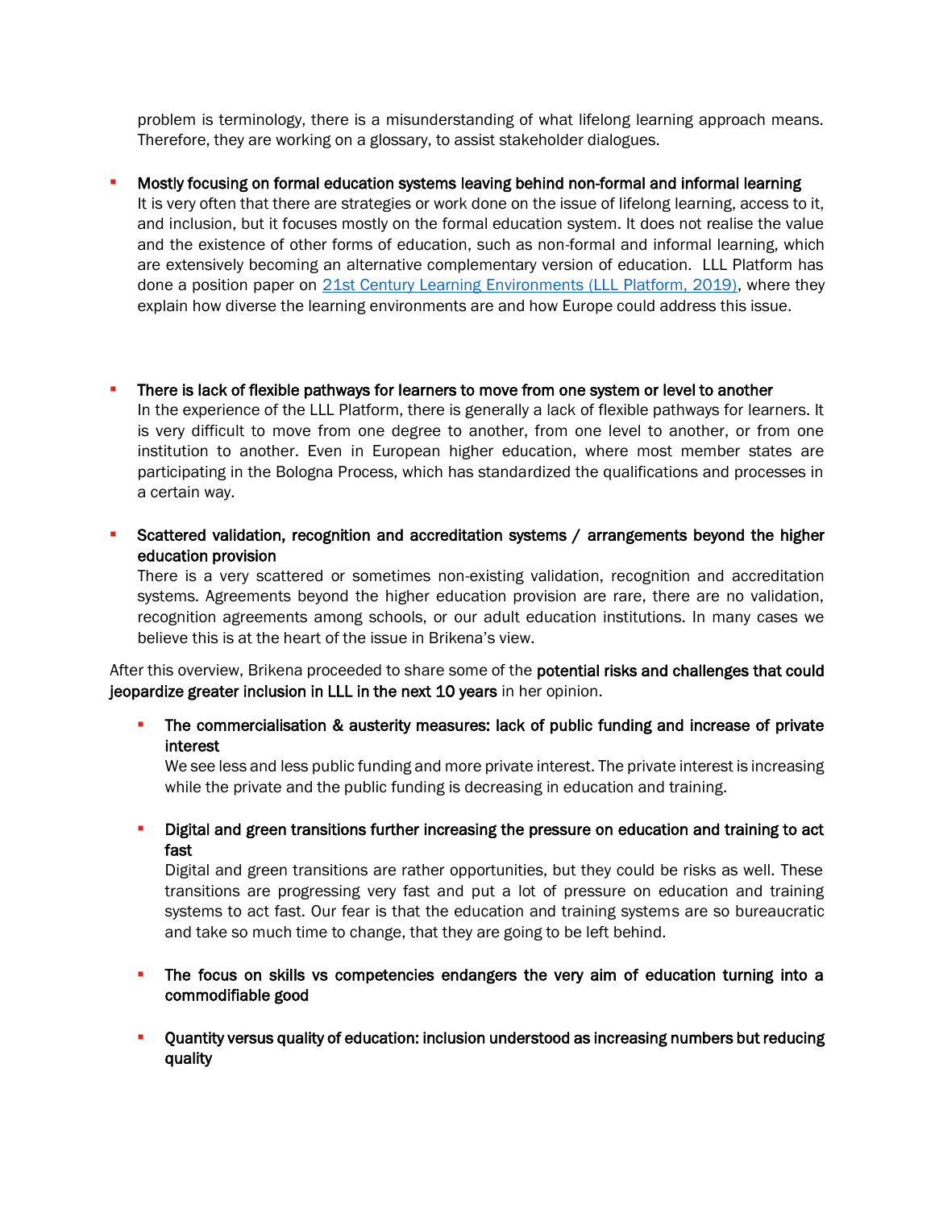problem is terminology, there is a misunderstanding of what lifelong learning approach means. Therefore, they are working on a glossary, to assist stakeholder dialogues.

- **Mostly focusing on formal education systems leaving behind non-formal and informal learning**
  It is very often that there are strategies or work done on the issue of lifelong learning, access to it, and inclusion, but it focuses mostly on the formal education system. It does not realise the value and the existence of other forms of education, such as non-formal and informal learning, which are extensively becoming an alternative complementary version of education. LLL Platform has done a position paper on [21st Century Learning Environments (LLL Platform, 2019)](), where they explain how diverse the learning environments are and how Europe could address this issue.

- **There is lack of flexible pathways for learners to move from one system or level to another**
  In the experience of the LLL Platform, there is generally a lack of flexible pathways for learners. It is very difficult to move from one degree to another, from one level to another, or from one institution to another. Even in European higher education, where most member states are participating in the Bologna Process, which has standardized the qualifications and processes in a certain way.

- **Scattered validation, recognition and accreditation systems / arrangements beyond the higher education provision**
  There is a very scattered or sometimes non-existing validation, recognition and accreditation systems. Agreements beyond the higher education provision are rare, there are no validation, recognition agreements among schools, or our adult education institutions. In many cases we believe this is at the heart of the issue in Brikena's view.

After this overview, Brikena proceeded to share some of the **potential risks and challenges that could jeopardize greater inclusion in LLL in the next 10 years** in her opinion.

- **The commercialisation & austerity measures: lack of public funding and increase of private interest**
  We see less and less public funding and more private interest. The private interest is increasing while the private and the public funding is decreasing in education and training.

- **Digital and green transitions further increasing the pressure on education and training to act fast**
  Digital and green transitions are rather opportunities, but they could be risks as well. These transitions are progressing very fast and put a lot of pressure on education and training systems to act fast. Our fear is that the education and training systems are so bureaucratic and take so much time to change, that they are going to be left behind.

- **The focus on skills vs competencies endangers the very aim of education turning into a commodifiable good**

- **Quantity versus quality of education: inclusion understood as increasing numbers but reducing quality**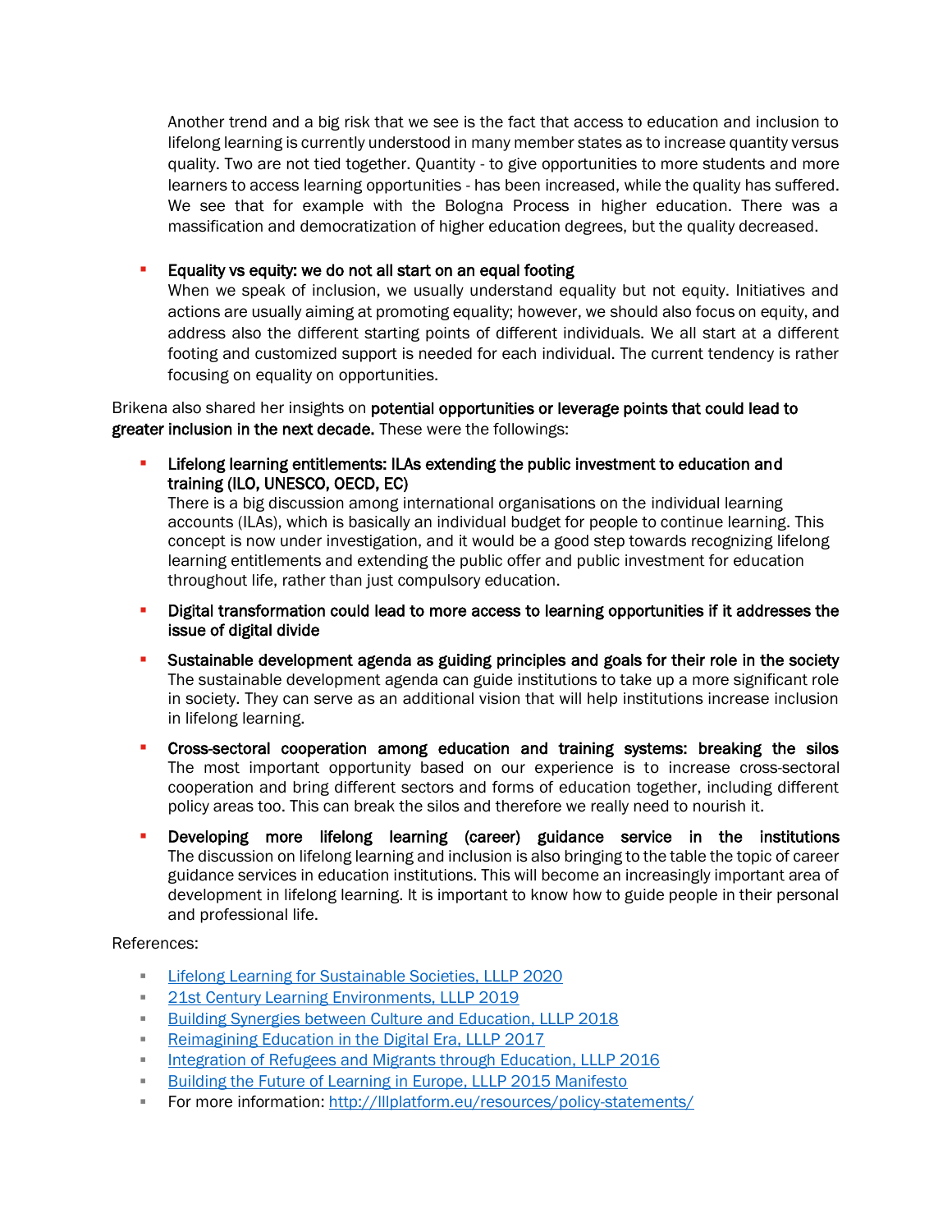Another trend and a big risk that we see is the fact that access to education and inclusion to lifelong learning is currently understood in many member states as to increase quantity versus quality. Two are not tied together. Quantity - to give opportunities to more students and more learners to access learning opportunities - has been increased, while the quality has suffered. We see that for example with the Bologna Process in higher education. There was a massification and democratization of higher education degrees, but the quality decreased.

- **Equality vs equity: we do not all start on an equal footing**
  When we speak of inclusion, we usually understand equality but not equity. Initiatives and actions are usually aiming at promoting equality; however, we should also focus on equity, and address also the different starting points of different individuals. We all start at a different footing and customized support is needed for each individual. The current tendency is rather focusing on equality on opportunities.

Brikena also shared her insights on **potential opportunities or leverage points that could lead to greater inclusion in the next decade.** These were the followings:

- **Lifelong learning entitlements: ILAs extending the public investment to education and training (ILO, UNESCO, OECD, EC)**
  There is a big discussion among international organisations on the individual learning accounts (ILAs), which is basically an individual budget for people to continue learning. This concept is now under investigation, and it would be a good step towards recognizing lifelong learning entitlements and extending the public offer and public investment for education throughout life, rather than just compulsory education.
- **Digital transformation could lead to more access to learning opportunities if it addresses the issue of digital divide**
- **Sustainable development agenda as guiding principles and goals for their role in the society**
  The sustainable development agenda can guide institutions to take up a more significant role in society. They can serve as an additional vision that will help institutions increase inclusion in lifelong learning.
- **Cross-sectoral cooperation among education and training systems: breaking the silos**
  The most important opportunity based on our experience is to increase cross-sectoral cooperation and bring different sectors and forms of education together, including different policy areas too. This can break the silos and therefore we really need to nourish it.
- **Developing more lifelong learning (career) guidance service in the institutions**
  The discussion on lifelong learning and inclusion is also bringing to the table the topic of career guidance services in education institutions. This will become an increasingly important area of development in lifelong learning. It is important to know how to guide people in their personal and professional life.

References:

- Lifelong Learning for Sustainable Societies, LLLP 2020
- 21st Century Learning Environments, LLLP 2019
- Building Synergies between Culture and Education, LLLP 2018
- Reimagining Education in the Digital Era, LLLP 2017
- Integration of Refugees and Migrants through Education, LLLP 2016
- Building the Future of Learning in Europe, LLLP 2015 Manifesto
- For more information: http://lllplatform.eu/resources/policy-statements/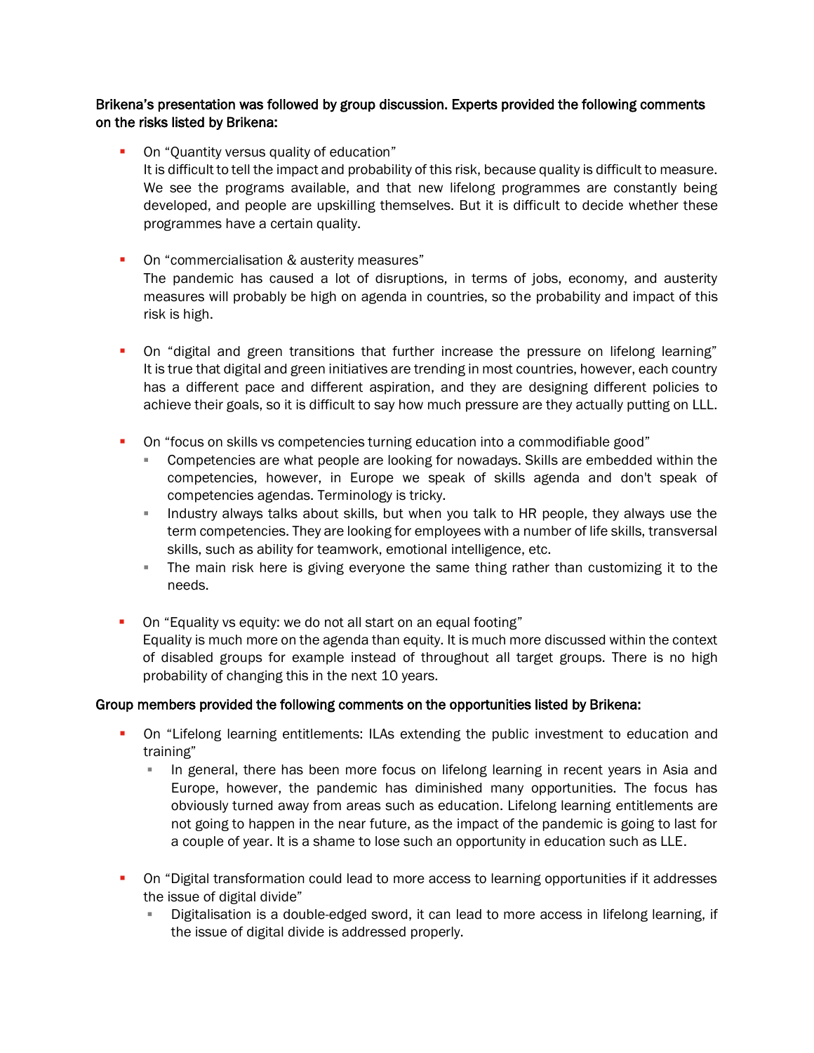**Brikena's presentation was followed by group discussion. Experts provided the following comments on the risks listed by Brikena:**

- On "Quantity versus quality of education"
  It is difficult to tell the impact and probability of this risk, because quality is difficult to measure. We see the programs available, and that new lifelong programmes are constantly being developed, and people are upskilling themselves. But it is difficult to decide whether these programmes have a certain quality.

- On "commercialisation & austerity measures"
  The pandemic has caused a lot of disruptions, in terms of jobs, economy, and austerity measures will probably be high on agenda in countries, so the probability and impact of this risk is high.

- On "digital and green transitions that further increase the pressure on lifelong learning"
  It is true that digital and green initiatives are trending in most countries, however, each country has a different pace and different aspiration, and they are designing different policies to achieve their goals, so it is difficult to say how much pressure are they actually putting on LLL.

- On "focus on skills vs competencies turning education into a commodifiable good"
  - Competencies are what people are looking for nowadays. Skills are embedded within the competencies, however, in Europe we speak of skills agenda and don't speak of competencies agendas. Terminology is tricky.
  - Industry always talks about skills, but when you talk to HR people, they always use the term competencies. They are looking for employees with a number of life skills, transversal skills, such as ability for teamwork, emotional intelligence, etc.
  - The main risk here is giving everyone the same thing rather than customizing it to the needs.

- On "Equality vs equity: we do not all start on an equal footing"
  Equality is much more on the agenda than equity. It is much more discussed within the context of disabled groups for example instead of throughout all target groups. There is no high probability of changing this in the next 10 years.

**Group members provided the following comments on the opportunities listed by Brikena:**

- On "Lifelong learning entitlements: ILAs extending the public investment to education and training"
  - In general, there has been more focus on lifelong learning in recent years in Asia and Europe, however, the pandemic has diminished many opportunities. The focus has obviously turned away from areas such as education. Lifelong learning entitlements are not going to happen in the near future, as the impact of the pandemic is going to last for a couple of year. It is a shame to lose such an opportunity in education such as LLE.

- On "Digital transformation could lead to more access to learning opportunities if it addresses the issue of digital divide"
  - Digitalisation is a double-edged sword, it can lead to more access in lifelong learning, if the issue of digital divide is addressed properly.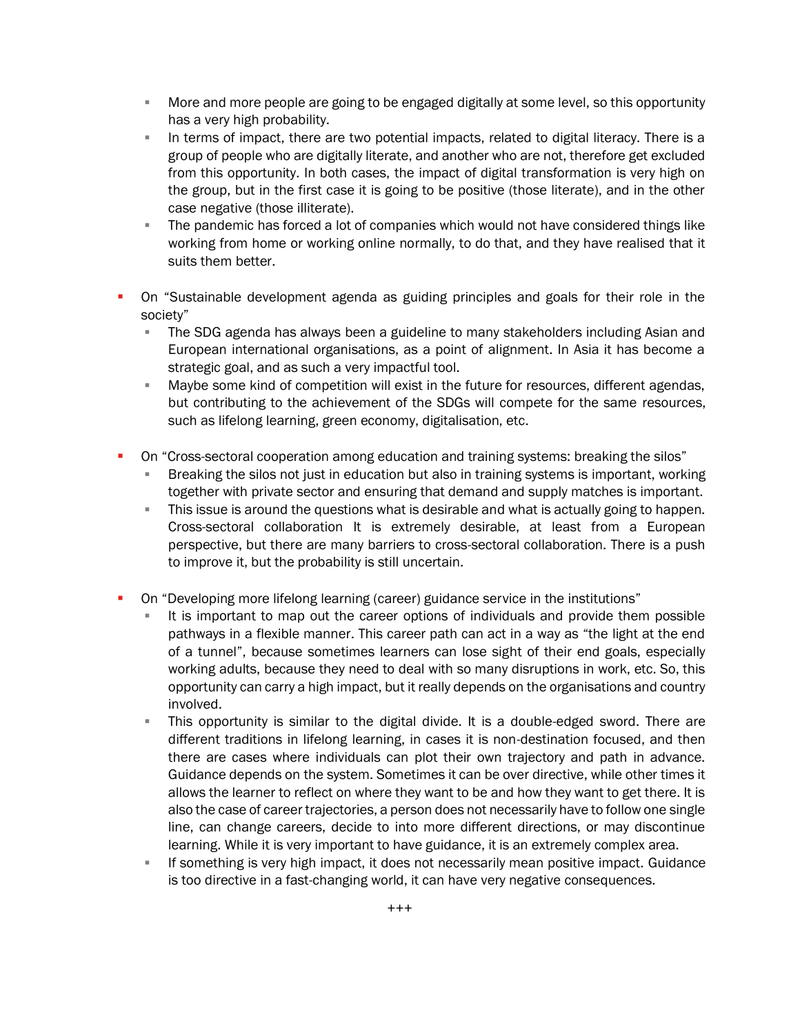- More and more people are going to be engaged digitally at some level, so this opportunity has a very high probability.
  - In terms of impact, there are two potential impacts, related to digital literacy. There is a group of people who are digitally literate, and another who are not, therefore get excluded from this opportunity. In both cases, the impact of digital transformation is very high on the group, but in the first case it is going to be positive (those literate), and in the other case negative (those illiterate).
  - The pandemic has forced a lot of companies which would not have considered things like working from home or working online normally, to do that, and they have realised that it suits them better.

- On "Sustainable development agenda as guiding principles and goals for their role in the society"
  - The SDG agenda has always been a guideline to many stakeholders including Asian and European international organisations, as a point of alignment. In Asia it has become a strategic goal, and as such a very impactful tool.
  - Maybe some kind of competition will exist in the future for resources, different agendas, but contributing to the achievement of the SDGs will compete for the same resources, such as lifelong learning, green economy, digitalisation, etc.

- On "Cross-sectoral cooperation among education and training systems: breaking the silos"
  - Breaking the silos not just in education but also in training systems is important, working together with private sector and ensuring that demand and supply matches is important.
  - This issue is around the questions what is desirable and what is actually going to happen. Cross-sectoral collaboration It is extremely desirable, at least from a European perspective, but there are many barriers to cross-sectoral collaboration. There is a push to improve it, but the probability is still uncertain.

- On "Developing more lifelong learning (career) guidance service in the institutions"
  - It is important to map out the career options of individuals and provide them possible pathways in a flexible manner. This career path can act in a way as "the light at the end of a tunnel", because sometimes learners can lose sight of their end goals, especially working adults, because they need to deal with so many disruptions in work, etc. So, this opportunity can carry a high impact, but it really depends on the organisations and country involved.
  - This opportunity is similar to the digital divide. It is a double-edged sword. There are different traditions in lifelong learning, in cases it is non-destination focused, and then there are cases where individuals can plot their own trajectory and path in advance. Guidance depends on the system. Sometimes it can be over directive, while other times it allows the learner to reflect on where they want to be and how they want to get there. It is also the case of career trajectories, a person does not necessarily have to follow one single line, can change careers, decide to into more different directions, or may discontinue learning. While it is very important to have guidance, it is an extremely complex area.
  - If something is very high impact, it does not necessarily mean positive impact. Guidance is too directive in a fast-changing world, it can have very negative consequences.

+++